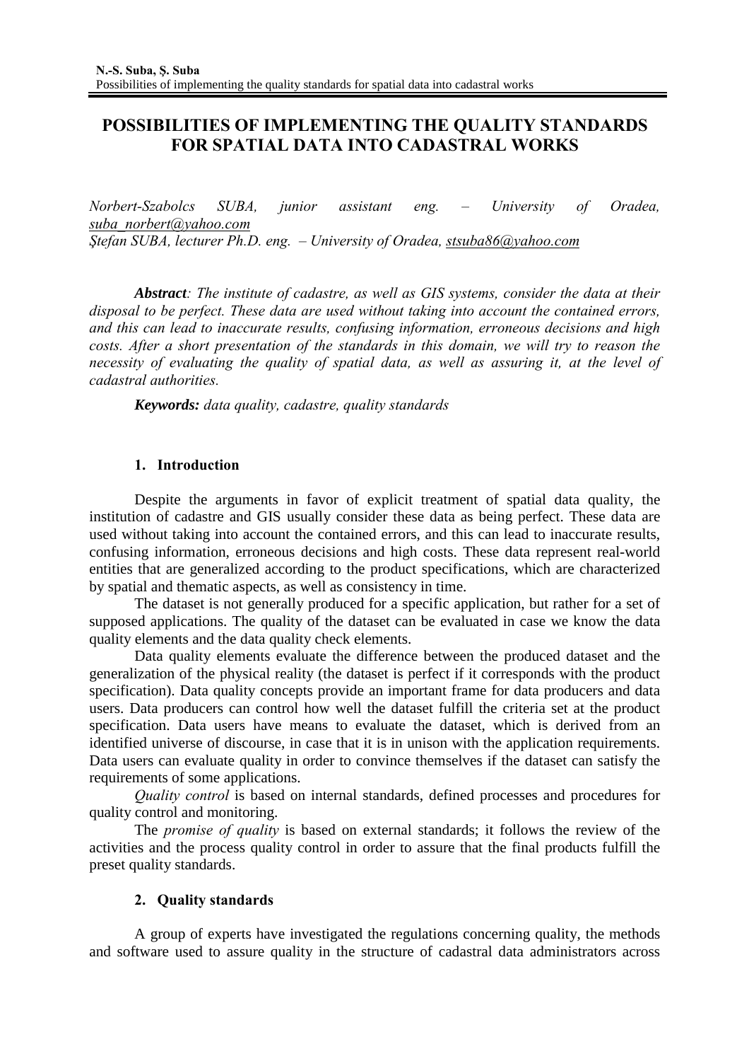# POSSIBILITIES OF IMPLEMENTING THE QUALITY STANDARDS FOR SPATIAL DATA INTO CADASTRAL WORKS

*Norbert-Szabolcs SUBA, junior assistant eng. – University of Oradea,* *suba_norbert@yahoo.com*
*Ştefan SUBA, lecturer Ph.D. eng. – University of Oradea,* *stsuba86@yahoo.com*

***Abstract****: The institute of cadastre, as well as GIS systems, consider the data at their disposal to be perfect. These data are used without taking into account the contained errors, and this can lead to inaccurate results, confusing information, erroneous decisions and high costs. After a short presentation of the standards in this domain, we will try to reason the necessity of evaluating the quality of spatial data, as well as assuring it, at the level of cadastral authorities.*

***Keywords:*** *data quality, cadastre, quality standards*

## 1. Introduction

Despite the arguments in favor of explicit treatment of spatial data quality, the institution of cadastre and GIS usually consider these data as being perfect. These data are used without taking into account the contained errors, and this can lead to inaccurate results, confusing information, erroneous decisions and high costs. These data represent real-world entities that are generalized according to the product specifications, which are characterized by spatial and thematic aspects, as well as consistency in time.

The dataset is not generally produced for a specific application, but rather for a set of supposed applications. The quality of the dataset can be evaluated in case we know the data quality elements and the data quality check elements.

Data quality elements evaluate the difference between the produced dataset and the generalization of the physical reality (the dataset is perfect if it corresponds with the product specification). Data quality concepts provide an important frame for data producers and data users. Data producers can control how well the dataset fulfill the criteria set at the product specification. Data users have means to evaluate the dataset, which is derived from an identified universe of discourse, in case that it is in unison with the application requirements. Data users can evaluate quality in order to convince themselves if the dataset can satisfy the requirements of some applications.

*Quality control* is based on internal standards, defined processes and procedures for quality control and monitoring.

The *promise of quality* is based on external standards; it follows the review of the activities and the process quality control in order to assure that the final products fulfill the preset quality standards.

## 2. Quality standards

A group of experts have investigated the regulations concerning quality, the methods and software used to assure quality in the structure of cadastral data administrators across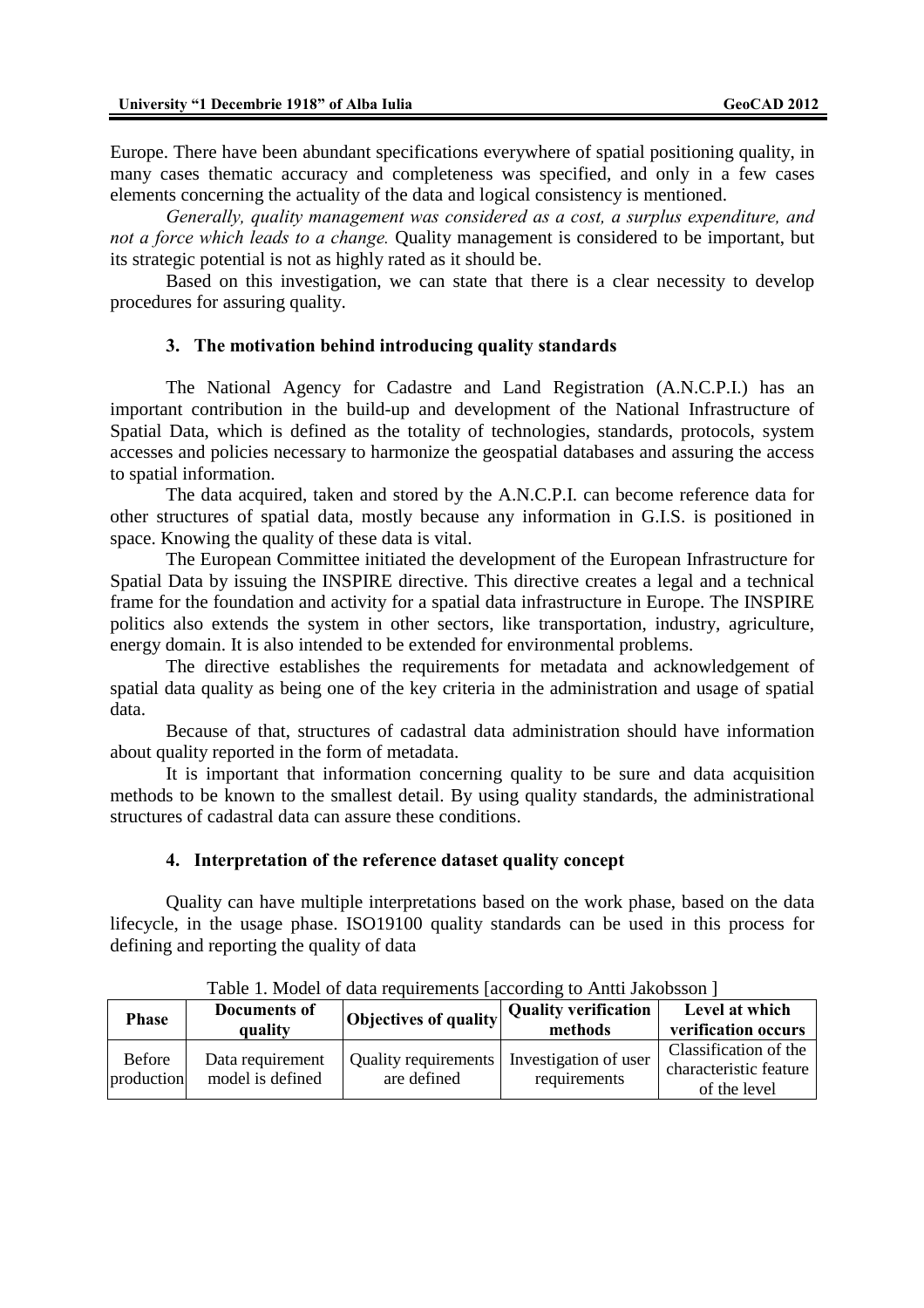Europe. There have been abundant specifications everywhere of spatial positioning quality, in many cases thematic accuracy and completeness was specified, and only in a few cases elements concerning the actuality of the data and logical consistency is mentioned.

*Generally, quality management was considered as a cost, a surplus expenditure, and not a force which leads to a change.* Quality management is considered to be important, but its strategic potential is not as highly rated as it should be.

Based on this investigation, we can state that there is a clear necessity to develop procedures for assuring quality.

## 3. The motivation behind introducing quality standards

The National Agency for Cadastre and Land Registration (A.N.C.P.I.) has an important contribution in the build-up and development of the National Infrastructure of Spatial Data, which is defined as the totality of technologies, standards, protocols, system accesses and policies necessary to harmonize the geospatial databases and assuring the access to spatial information.

The data acquired, taken and stored by the A.N.C.P.I. can become reference data for other structures of spatial data, mostly because any information in G.I.S. is positioned in space. Knowing the quality of these data is vital.

The European Committee initiated the development of the European Infrastructure for Spatial Data by issuing the INSPIRE directive. This directive creates a legal and a technical frame for the foundation and activity for a spatial data infrastructure in Europe. The INSPIRE politics also extends the system in other sectors, like transportation, industry, agriculture, energy domain. It is also intended to be extended for environmental problems.

The directive establishes the requirements for metadata and acknowledgement of spatial data quality as being one of the key criteria in the administration and usage of spatial data.

Because of that, structures of cadastral data administration should have information about quality reported in the form of metadata.

It is important that information concerning quality to be sure and data acquisition methods to be known to the smallest detail. By using quality standards, the administrational structures of cadastral data can assure these conditions.

## 4. Interpretation of the reference dataset quality concept

Quality can have multiple interpretations based on the work phase, based on the data lifecycle, in the usage phase. ISO19100 quality standards can be used in this process for defining and reporting the quality of data

Table 1. Model of data requirements [according to Antti Jakobsson ]

| Phase | Documents of quality | Objectives of quality | Quality verification methods | Level at which verification occurs |
|---|---|---|---|---|
| Before production | Data requirement model is defined | Quality requirements are defined | Investigation of user requirements | Classification of the characteristic feature of the level |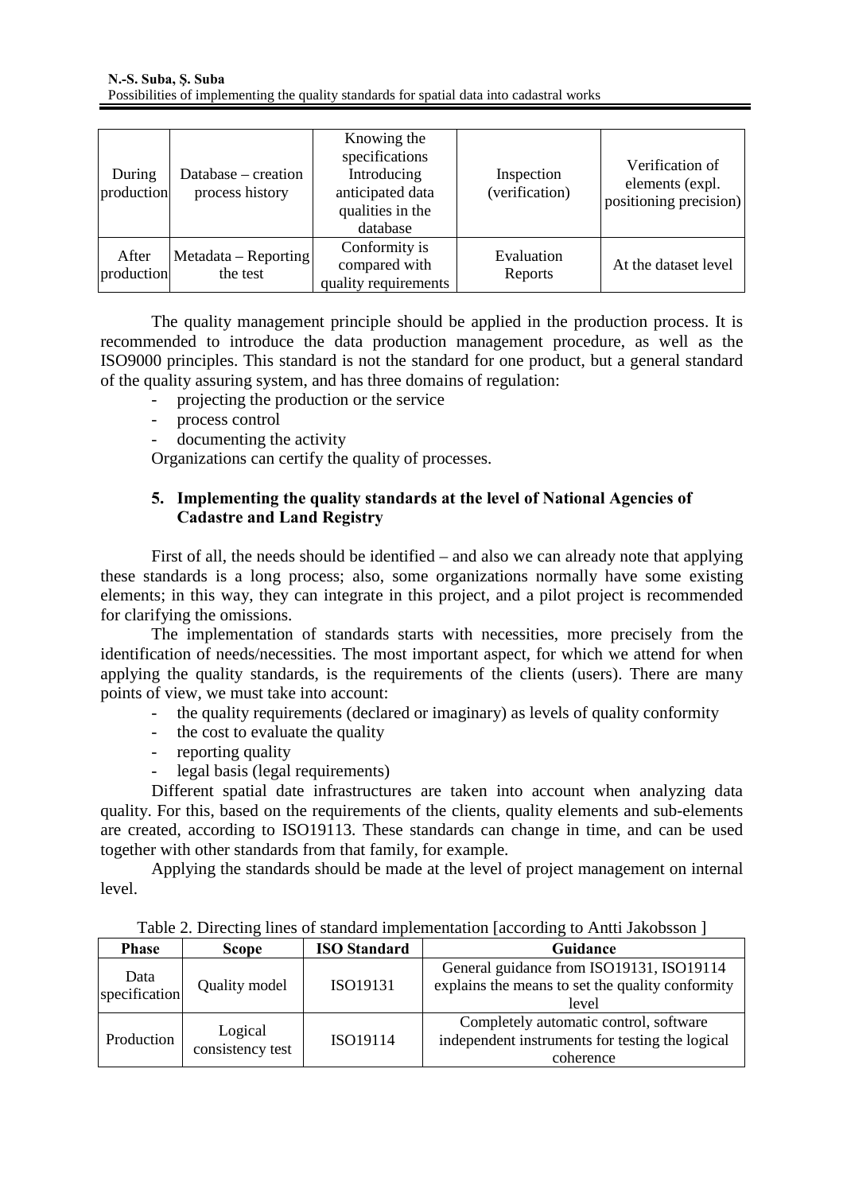| During production | Database – creation process history | Knowing the specifications Introducing anticipated data qualities in the database | Inspection (verification) | Verification of elements (expl. positioning precision) |
|---|---|---|---|---|
| After production | Metadata – Reporting the test | Conformity is compared with quality requirements | Evaluation Reports | At the dataset level |

The quality management principle should be applied in the production process. It is recommended to introduce the data production management procedure, as well as the ISO9000 principles. This standard is not the standard for one product, but a general standard of the quality assuring system, and has three domains of regulation:

- projecting the production or the service
- process control
- documenting the activity

Organizations can certify the quality of processes.

## 5. Implementing the quality standards at the level of National Agencies of Cadastre and Land Registry

First of all, the needs should be identified – and also we can already note that applying these standards is a long process; also, some organizations normally have some existing elements; in this way, they can integrate in this project, and a pilot project is recommended for clarifying the omissions.

The implementation of standards starts with necessities, more precisely from the identification of needs/necessities. The most important aspect, for which we attend for when applying the quality standards, is the requirements of the clients (users). There are many points of view, we must take into account:

- the quality requirements (declared or imaginary) as levels of quality conformity
- the cost to evaluate the quality
- reporting quality
- legal basis (legal requirements)

Different spatial date infrastructures are taken into account when analyzing data quality. For this, based on the requirements of the clients, quality elements and sub-elements are created, according to ISO19113. These standards can change in time, and can be used together with other standards from that family, for example.

Applying the standards should be made at the level of project management on internal level.

Table 2. Directing lines of standard implementation [according to Antti Jakobsson ]

| Phase | Scope | ISO Standard | Guidance |
|---|---|---|---|
| Data specification | Quality model | ISO19131 | General guidance from ISO19131, ISO19114 explains the means to set the quality conformity level |
| Production | Logical consistency test | ISO19114 | Completely automatic control, software independent instruments for testing the logical coherence |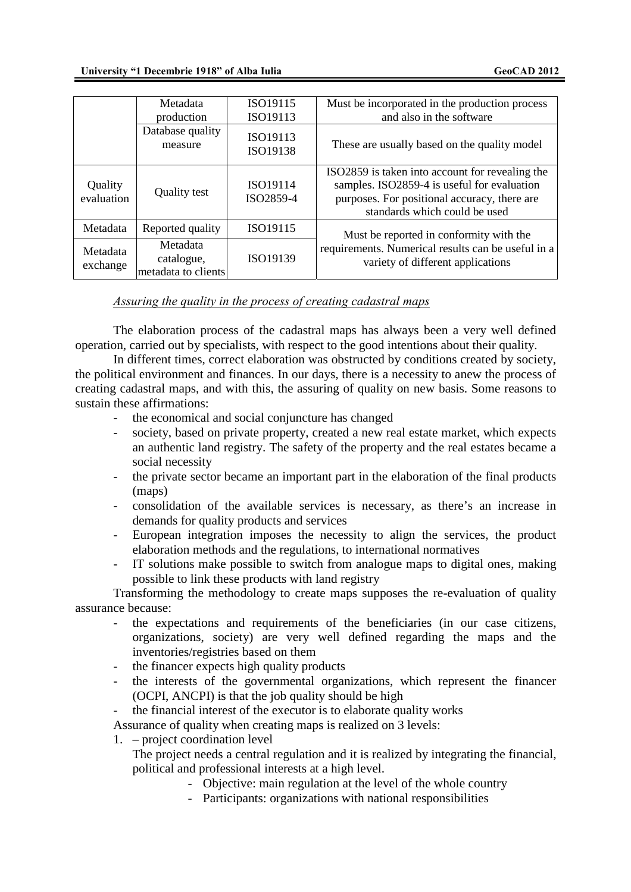| | | | |
|---|---|---|---|
| | Metadata production | ISO19115 ISO19113 | Must be incorporated in the production process and also in the software |
| | Database quality measure | ISO19113 ISO19138 | These are usually based on the quality model |
| Quality evaluation | Quality test | ISO19114 ISO2859-4 | ISO2859 is taken into account for revealing the samples. ISO2859-4 is useful for evaluation purposes. For positional accuracy, there are standards which could be used |
| Metadata | Reported quality | ISO19115 | Must be reported in conformity with the requirements. Numerical results can be useful in a variety of different applications |
| Metadata exchange | Metadata catalogue, metadata to clients | ISO19139 | |

*Assuring the quality in the process of creating cadastral maps*

The elaboration process of the cadastral maps has always been a very well defined operation, carried out by specialists, with respect to the good intentions about their quality.

In different times, correct elaboration was obstructed by conditions created by society, the political environment and finances. In our days, there is a necessity to anew the process of creating cadastral maps, and with this, the assuring of quality on new basis. Some reasons to sustain these affirmations:

- the economical and social conjuncture has changed
- society, based on private property, created a new real estate market, which expects an authentic land registry. The safety of the property and the real estates became a social necessity
- the private sector became an important part in the elaboration of the final products (maps)
- consolidation of the available services is necessary, as there's an increase in demands for quality products and services
- European integration imposes the necessity to align the services, the product elaboration methods and the regulations, to international normatives
- IT solutions make possible to switch from analogue maps to digital ones, making possible to link these products with land registry

Transforming the methodology to create maps supposes the re-evaluation of quality assurance because:

- the expectations and requirements of the beneficiaries (in our case citizens, organizations, society) are very well defined regarding the maps and the inventories/registries based on them
- the financer expects high quality products
- the interests of the governmental organizations, which represent the financer (OCPI, ANCPI) is that the job quality should be high
- the financial interest of the executor is to elaborate quality works

Assurance of quality when creating maps is realized on 3 levels:

1. – project coordination level

   The project needs a central regulation and it is realized by integrating the financial, political and professional interests at a high level.

   - Objective: main regulation at the level of the whole country
   - Participants: organizations with national responsibilities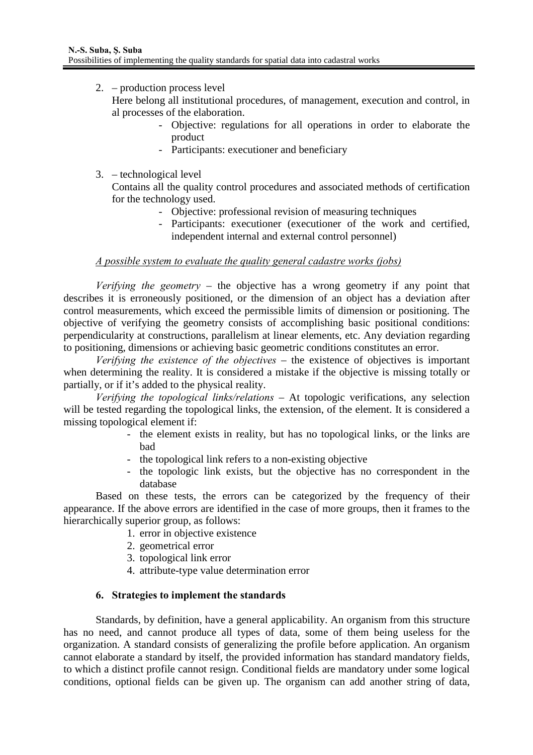2. – production process level

   Here belong all institutional procedures, of management, execution and control, in al processes of the elaboration.

   - Objective: regulations for all operations in order to elaborate the product
   - Participants: executioner and beneficiary

3. – technological level

   Contains all the quality control procedures and associated methods of certification for the technology used.

   - Objective: professional revision of measuring techniques
   - Participants: executioner (executioner of the work and certified, independent internal and external control personnel)

*A possible system to evaluate the quality general cadastre works (jobs)*

*Verifying the geometry* – the objective has a wrong geometry if any point that describes it is erroneously positioned, or the dimension of an object has a deviation after control measurements, which exceed the permissible limits of dimension or positioning. The objective of verifying the geometry consists of accomplishing basic positional conditions: perpendicularity at constructions, parallelism at linear elements, etc. Any deviation regarding to positioning, dimensions or achieving basic geometric conditions constitutes an error.

*Verifying the existence of the objectives* – the existence of objectives is important when determining the reality. It is considered a mistake if the objective is missing totally or partially, or if it's added to the physical reality.

*Verifying the topological links/relations* – At topologic verifications, any selection will be tested regarding the topological links, the extension, of the element. It is considered a missing topological element if:

- the element exists in reality, but has no topological links, or the links are bad
- the topological link refers to a non-existing objective
- the topologic link exists, but the objective has no correspondent in the database

Based on these tests, the errors can be categorized by the frequency of their appearance. If the above errors are identified in the case of more groups, then it frames to the hierarchically superior group, as follows:

1. error in objective existence
2. geometrical error
3. topological link error
4. attribute-type value determination error

## 6. Strategies to implement the standards

Standards, by definition, have a general applicability. An organism from this structure has no need, and cannot produce all types of data, some of them being useless for the organization. A standard consists of generalizing the profile before application. An organism cannot elaborate a standard by itself, the provided information has standard mandatory fields, to which a distinct profile cannot resign. Conditional fields are mandatory under some logical conditions, optional fields can be given up. The organism can add another string of data,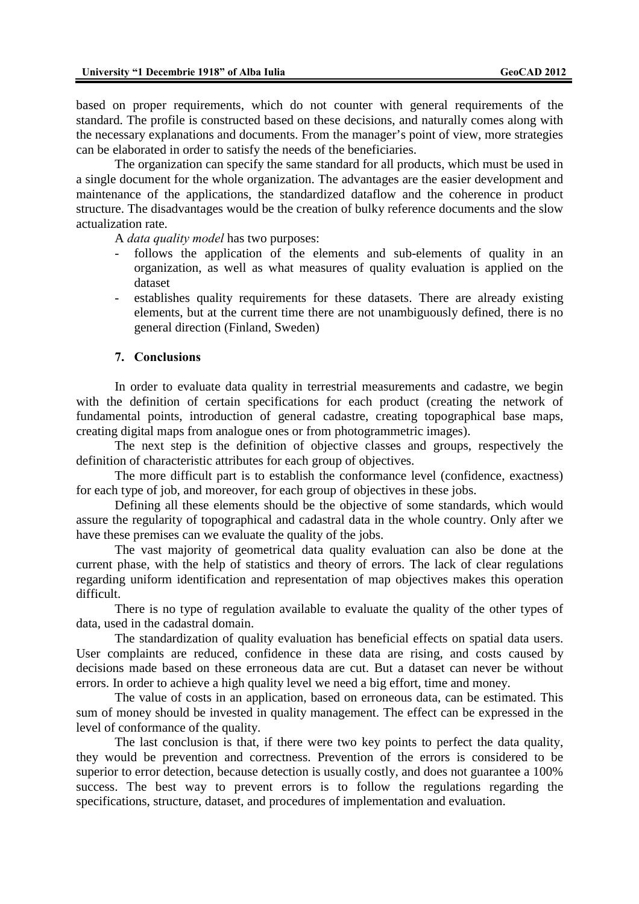based on proper requirements, which do not counter with general requirements of the standard. The profile is constructed based on these decisions, and naturally comes along with the necessary explanations and documents. From the manager's point of view, more strategies can be elaborated in order to satisfy the needs of the beneficiaries.

The organization can specify the same standard for all products, which must be used in a single document for the whole organization. The advantages are the easier development and maintenance of the applications, the standardized dataflow and the coherence in product structure. The disadvantages would be the creation of bulky reference documents and the slow actualization rate.

A *data quality model* has two purposes:

- follows the application of the elements and sub-elements of quality in an organization, as well as what measures of quality evaluation is applied on the dataset
- establishes quality requirements for these datasets. There are already existing elements, but at the current time there are not unambiguously defined, there is no general direction (Finland, Sweden)

## 7. Conclusions

In order to evaluate data quality in terrestrial measurements and cadastre, we begin with the definition of certain specifications for each product (creating the network of fundamental points, introduction of general cadastre, creating topographical base maps, creating digital maps from analogue ones or from photogrammetric images).

The next step is the definition of objective classes and groups, respectively the definition of characteristic attributes for each group of objectives.

The more difficult part is to establish the conformance level (confidence, exactness) for each type of job, and moreover, for each group of objectives in these jobs.

Defining all these elements should be the objective of some standards, which would assure the regularity of topographical and cadastral data in the whole country. Only after we have these premises can we evaluate the quality of the jobs.

The vast majority of geometrical data quality evaluation can also be done at the current phase, with the help of statistics and theory of errors. The lack of clear regulations regarding uniform identification and representation of map objectives makes this operation difficult.

There is no type of regulation available to evaluate the quality of the other types of data, used in the cadastral domain.

The standardization of quality evaluation has beneficial effects on spatial data users. User complaints are reduced, confidence in these data are rising, and costs caused by decisions made based on these erroneous data are cut. But a dataset can never be without errors. In order to achieve a high quality level we need a big effort, time and money.

The value of costs in an application, based on erroneous data, can be estimated. This sum of money should be invested in quality management. The effect can be expressed in the level of conformance of the quality.

The last conclusion is that, if there were two key points to perfect the data quality, they would be prevention and correctness. Prevention of the errors is considered to be superior to error detection, because detection is usually costly, and does not guarantee a 100% success. The best way to prevent errors is to follow the regulations regarding the specifications, structure, dataset, and procedures of implementation and evaluation.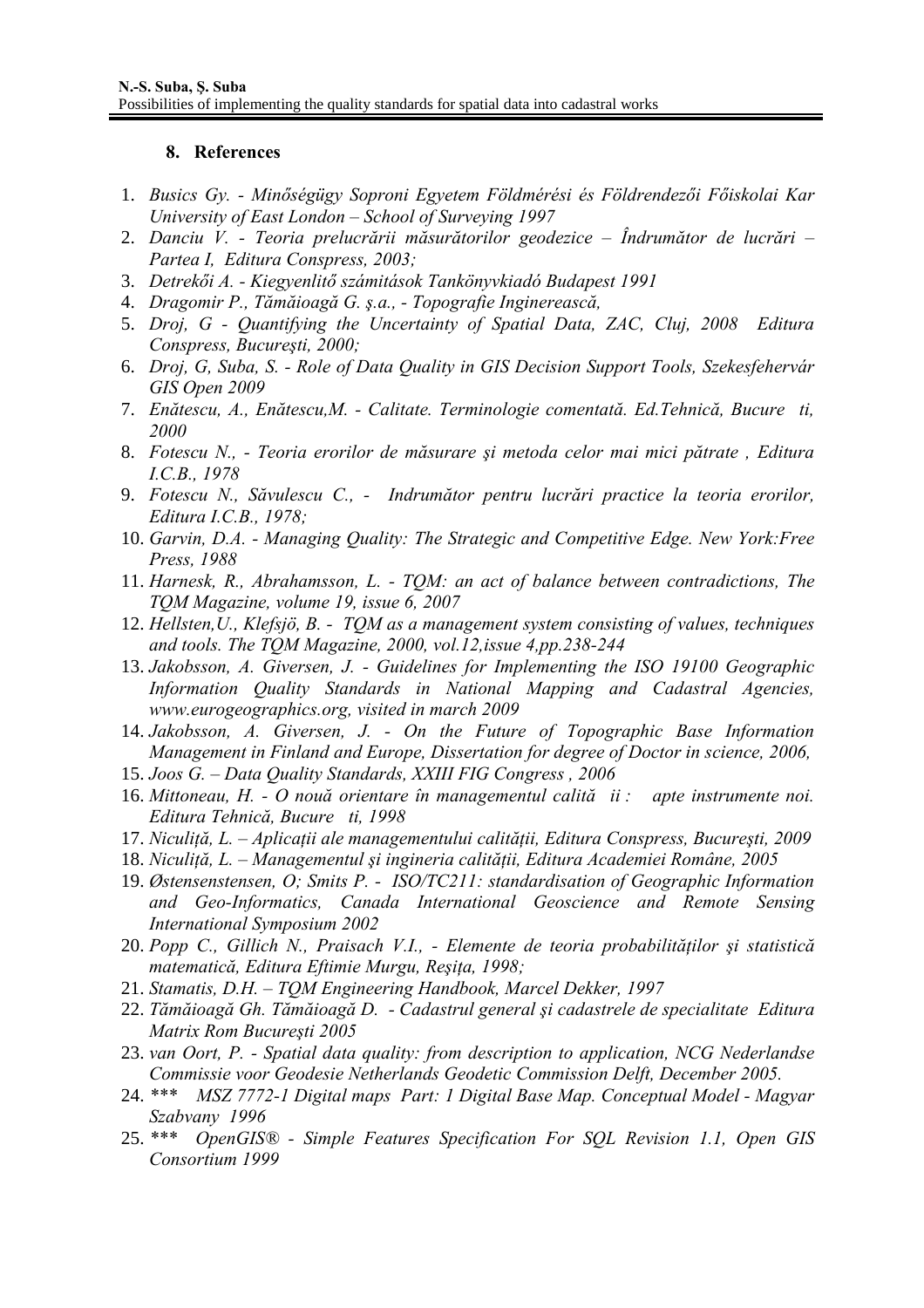## 8. References

1. *Busics Gy. - Minőségügy Soproni Egyetem Földmérési és Földrendezői Főiskolai Kar University of East London – School of Surveying 1997*
2. *Danciu V. - Teoria prelucrării măsurătorilor geodezice – Îndrumător de lucrări – Partea I, Editura Conspress, 2003;*
3. *Detrekői A. - Kiegyenlitő számitások Tankönyvkiadó Budapest 1991*
4. *Dragomir P., Tămăioagă G. ş.a., - Topografie Inginerească,*
5. *Droj, G - Quantifying the Uncertainty of Spatial Data, ZAC, Cluj, 2008 Editura Conspress, Bucureşti, 2000;*
6. *Droj, G, Suba, S. - Role of Data Quality in GIS Decision Support Tools, Szekesfehervár GIS Open 2009*
7. *Enătescu, A., Enătescu,M. - Calitate. Terminologie comentată. Ed.Tehnică, Bucure ti, 2000*
8. *Fotescu N., - Teoria erorilor de măsurare şi metoda celor mai mici pătrate , Editura I.C.B., 1978*
9. *Fotescu N., Săvulescu C., - Indrumător pentru lucrări practice la teoria erorilor, Editura I.C.B., 1978;*
10. *Garvin, D.A. - Managing Quality: The Strategic and Competitive Edge. New York:Free Press, 1988*
11. *Harnesk, R., Abrahamsson, L. - TQM: an act of balance between contradictions, The TQM Magazine, volume 19, issue 6, 2007*
12. *Hellsten,U., Klefsjö, B. - TQM as a management system consisting of values, techniques and tools. The TQM Magazine, 2000, vol.12,issue 4,pp.238-244*
13. *Jakobsson, A. Giversen, J. - Guidelines for Implementing the ISO 19100 Geographic Information Quality Standards in National Mapping and Cadastral Agencies, www.eurogeographics.org, visited in march 2009*
14. *Jakobsson, A. Giversen, J. - On the Future of Topographic Base Information Management in Finland and Europe, Dissertation for degree of Doctor in science, 2006,*
15. *Joos G. – Data Quality Standards, XXIII FIG Congress , 2006*
16. *Mittoneau, H. - O nouă orientare în managementul calită ii : apte instrumente noi. Editura Tehnică, Bucure ti, 1998*
17. *Niculiță, L. – Aplicații ale managementului calității, Editura Conspress, Bucureşti, 2009*
18. *Niculiță, L. – Managementul şi ingineria calității, Editura Academiei Române, 2005*
19. *Østensenstensen, O; Smits P. - ISO/TC211: standardisation of Geographic Information and Geo-Informatics, Canada International Geoscience and Remote Sensing International Symposium 2002*
20. *Popp C., Gillich N., Praisach V.I., - Elemente de teoria probabilităților şi statistică matematică, Editura Eftimie Murgu, Reşița, 1998;*
21. *Stamatis, D.H. – TQM Engineering Handbook, Marcel Dekker, 1997*
22. *Tămăioagă Gh. Tămăioagă D. - Cadastrul general şi cadastrele de specialitate Editura Matrix Rom Bucureşti 2005*
23. *van Oort, P. - Spatial data quality: from description to application, NCG Nederlandse Commissie voor Geodesie Netherlands Geodetic Commission Delft, December 2005.*
24. *\*\*\* MSZ 7772-1 Digital maps Part: 1 Digital Base Map. Conceptual Model - Magyar Szabvany 1996*
25. *\*\*\* OpenGIS® - Simple Features Specification For SQL Revision 1.1, Open GIS Consortium 1999*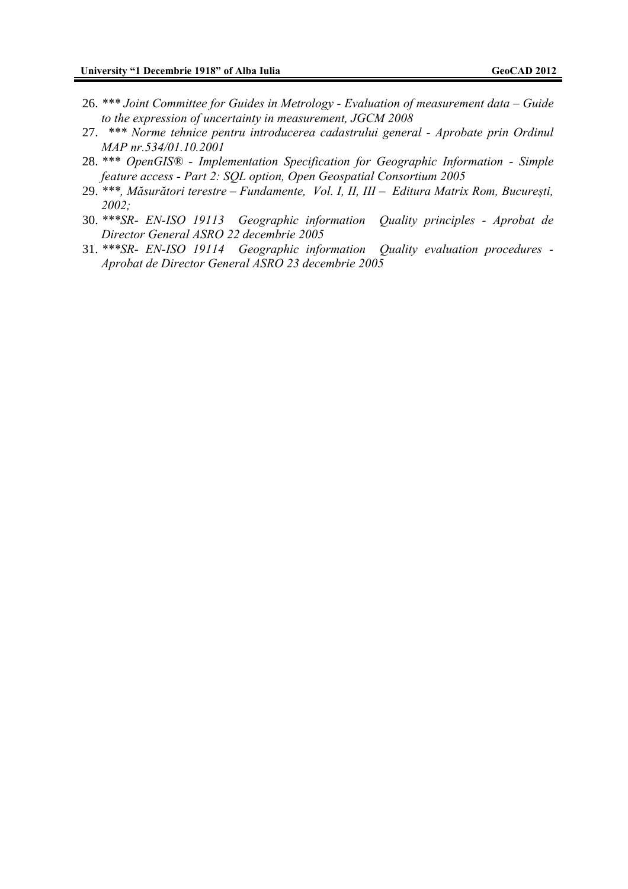26. *\*\*\* Joint Committee for Guides in Metrology - Evaluation of measurement data – Guide to the expression of uncertainty in measurement, JGCM 2008*
27. *\*\*\* Norme tehnice pentru introducerea cadastrului general - Aprobate prin Ordinul MAP nr.534/01.10.2001*
28. *\*\*\* OpenGIS® - Implementation Specification for Geographic Information - Simple feature access - Part 2: SQL option, Open Geospatial Consortium 2005*
29. *\*\*\*, Măsurători terestre – Fundamente, Vol. I, II, III – Editura Matrix Rom, Bucureşti, 2002;*
30. *\*\*\*SR- EN-ISO 19113 Geographic information Quality principles - Aprobat de Director General ASRO 22 decembrie 2005*
31. *\*\*\*SR- EN-ISO 19114 Geographic information Quality evaluation procedures - Aprobat de Director General ASRO 23 decembrie 2005*